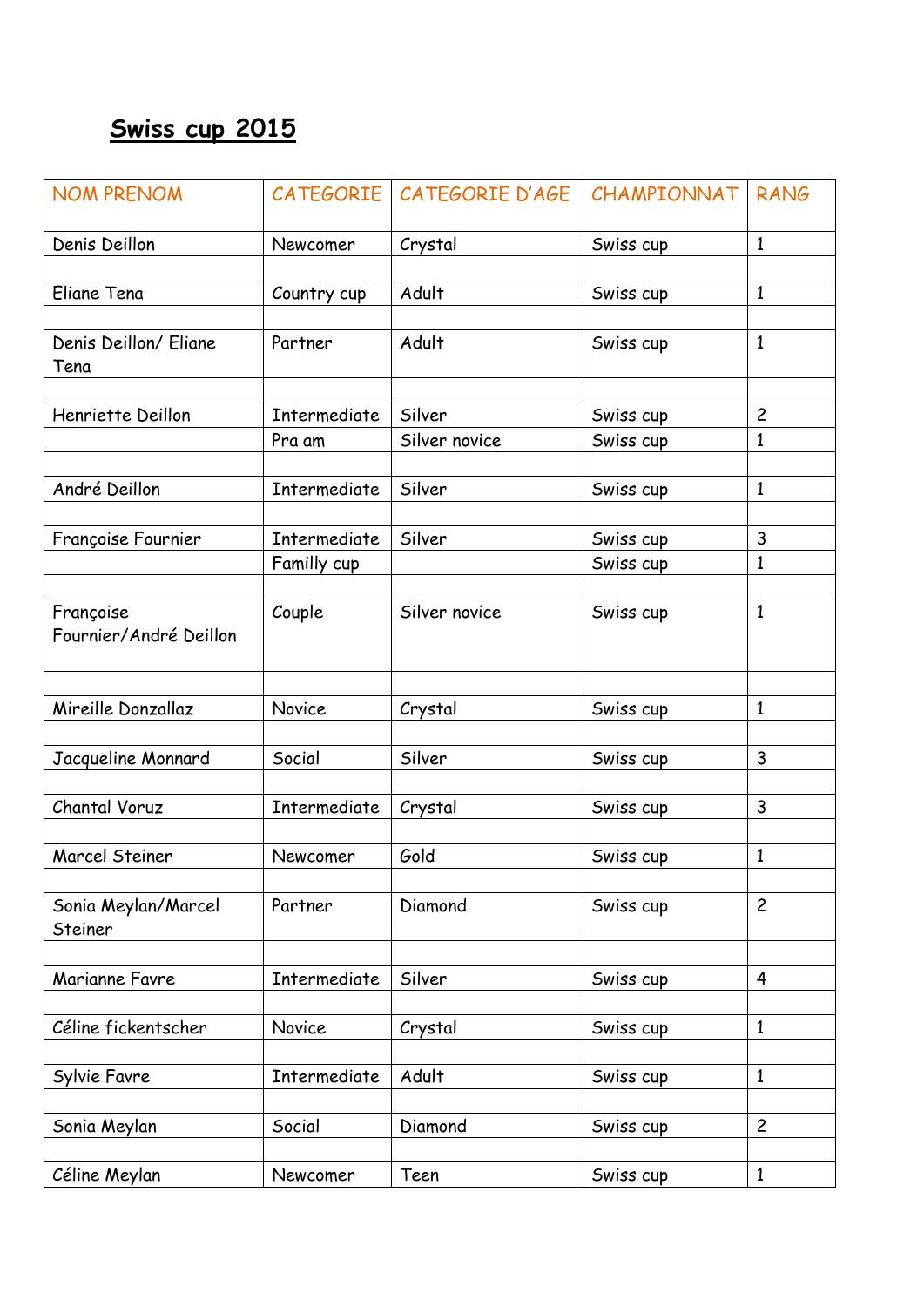# Swiss cup 2015

| NOM PRENOM | CATEGORIE | CATEGORIE D'AGE | CHAMPIONNAT | RANG |
|---|---|---|---|---|
| Denis Deillon | Newcomer | Crystal | Swiss cup | 1 |
| | | | | |
| Eliane Tena | Country cup | Adult | Swiss cup | 1 |
| | | | | |
| Denis Deillon/ Eliane Tena | Partner | Adult | Swiss cup | 1 |
| | | | | |
| Henriette Deillon | Intermediate | Silver | Swiss cup | 2 |
| | Pra am | Silver novice | Swiss cup | 1 |
| | | | | |
| André Deillon | Intermediate | Silver | Swiss cup | 1 |
| | | | | |
| Françoise Fournier | Intermediate | Silver | Swiss cup | 3 |
| | Familly cup | | Swiss cup | 1 |
| | | | | |
| Françoise Fournier/André Deillon | Couple | Silver novice | Swiss cup | 1 |
| | | | | |
| Mireille Donzallaz | Novice | Crystal | Swiss cup | 1 |
| | | | | |
| Jacqueline Monnard | Social | Silver | Swiss cup | 3 |
| | | | | |
| Chantal Voruz | Intermediate | Crystal | Swiss cup | 3 |
| | | | | |
| Marcel Steiner | Newcomer | Gold | Swiss cup | 1 |
| | | | | |
| Sonia Meylan/Marcel Steiner | Partner | Diamond | Swiss cup | 2 |
| | | | | |
| Marianne Favre | Intermediate | Silver | Swiss cup | 4 |
| | | | | |
| Céline fickentscher | Novice | Crystal | Swiss cup | 1 |
| | | | | |
| Sylvie Favre | Intermediate | Adult | Swiss cup | 1 |
| | | | | |
| Sonia Meylan | Social | Diamond | Swiss cup | 2 |
| | | | | |
| Céline Meylan | Newcomer | Teen | Swiss cup | 1 |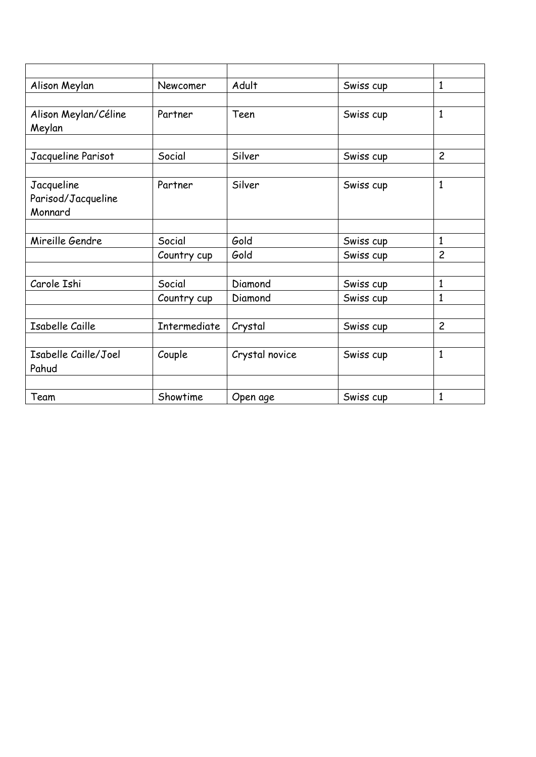| | | | | |
|---|---|---|---|---|
| Alison Meylan | Newcomer | Adult | Swiss cup | 1 |
| | | | | |
| Alison Meylan/Céline Meylan | Partner | Teen | Swiss cup | 1 |
| | | | | |
| Jacqueline Parisot | Social | Silver | Swiss cup | 2 |
| | | | | |
| Jacqueline Parisod/Jacqueline Monnard | Partner | Silver | Swiss cup | 1 |
| | | | | |
| Mireille Gendre | Social | Gold | Swiss cup | 1 |
| | Country cup | Gold | Swiss cup | 2 |
| | | | | |
| Carole Ishi | Social | Diamond | Swiss cup | 1 |
| | Country cup | Diamond | Swiss cup | 1 |
| | | | | |
| Isabelle Caille | Intermediate | Crystal | Swiss cup | 2 |
| | | | | |
| Isabelle Caille/Joel Pahud | Couple | Crystal novice | Swiss cup | 1 |
| | | | | |
| Team | Showtime | Open age | Swiss cup | 1 |